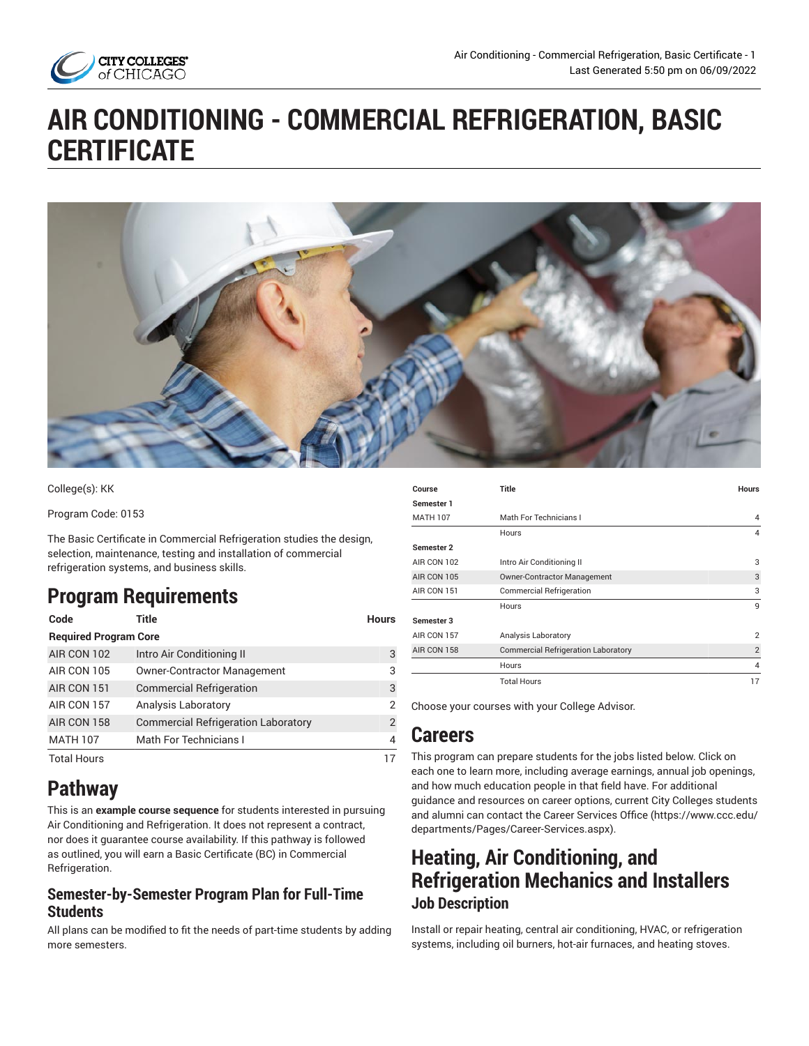# AIR CONDITIONING - COMMERCIAL REFRIGERATION, BASIC CERTIFICATE

College(s): KK

Program Code: 0153

The Basic Certificate in Commercial Refrigeration studies the design, selection, maintenance, testing and installation of commercial refrigeration systems, and business skills.

## Program Requirements

| Code | Title | Hours |
|---|---|---|
| **Required Program Core** | | |
| AIR CON 102 | Intro Air Conditioning II | 3 |
| AIR CON 105 | Owner-Contractor Management | 3 |
| AIR CON 151 | Commercial Refrigeration | 3 |
| AIR CON 157 | Analysis Laboratory | 2 |
| AIR CON 158 | Commercial Refrigeration Laboratory | 2 |
| MATH 107 | Math For Technicians I | 4 |
| Total Hours | | 17 |

## Pathway

This is an **example course sequence** for students interested in pursuing Air Conditioning and Refrigeration. It does not represent a contract, nor does it guarantee course availability. If this pathway is followed as outlined, you will earn a Basic Certificate (BC) in Commercial Refrigeration.

### Semester-by-Semester Program Plan for Full-Time Students

All plans can be modified to fit the needs of part-time students by adding more semesters.

| Course | Title | Hours |
|---|---|---|
| **Semester 1** | | |
| MATH 107 | Math For Technicians I | 4 |
| | Hours | 4 |
| **Semester 2** | | |
| AIR CON 102 | Intro Air Conditioning II | 3 |
| AIR CON 105 | Owner-Contractor Management | 3 |
| AIR CON 151 | Commercial Refrigeration | 3 |
| | Hours | 9 |
| **Semester 3** | | |
| AIR CON 157 | Analysis Laboratory | 2 |
| AIR CON 158 | Commercial Refrigeration Laboratory | 2 |
| | Hours | 4 |
| | Total Hours | 17 |

Choose your courses with your College Advisor.

## Careers

This program can prepare students for the jobs listed below. Click on each one to learn more, including average earnings, annual job openings, and how much education people in that field have. For additional guidance and resources on career options, current City Colleges students and alumni can contact the Career Services Office (https://www.ccc.edu/departments/Pages/Career-Services.aspx).

## Heating, Air Conditioning, and Refrigeration Mechanics and Installers

### Job Description

Install or repair heating, central air conditioning, HVAC, or refrigeration systems, including oil burners, hot-air furnaces, and heating stoves.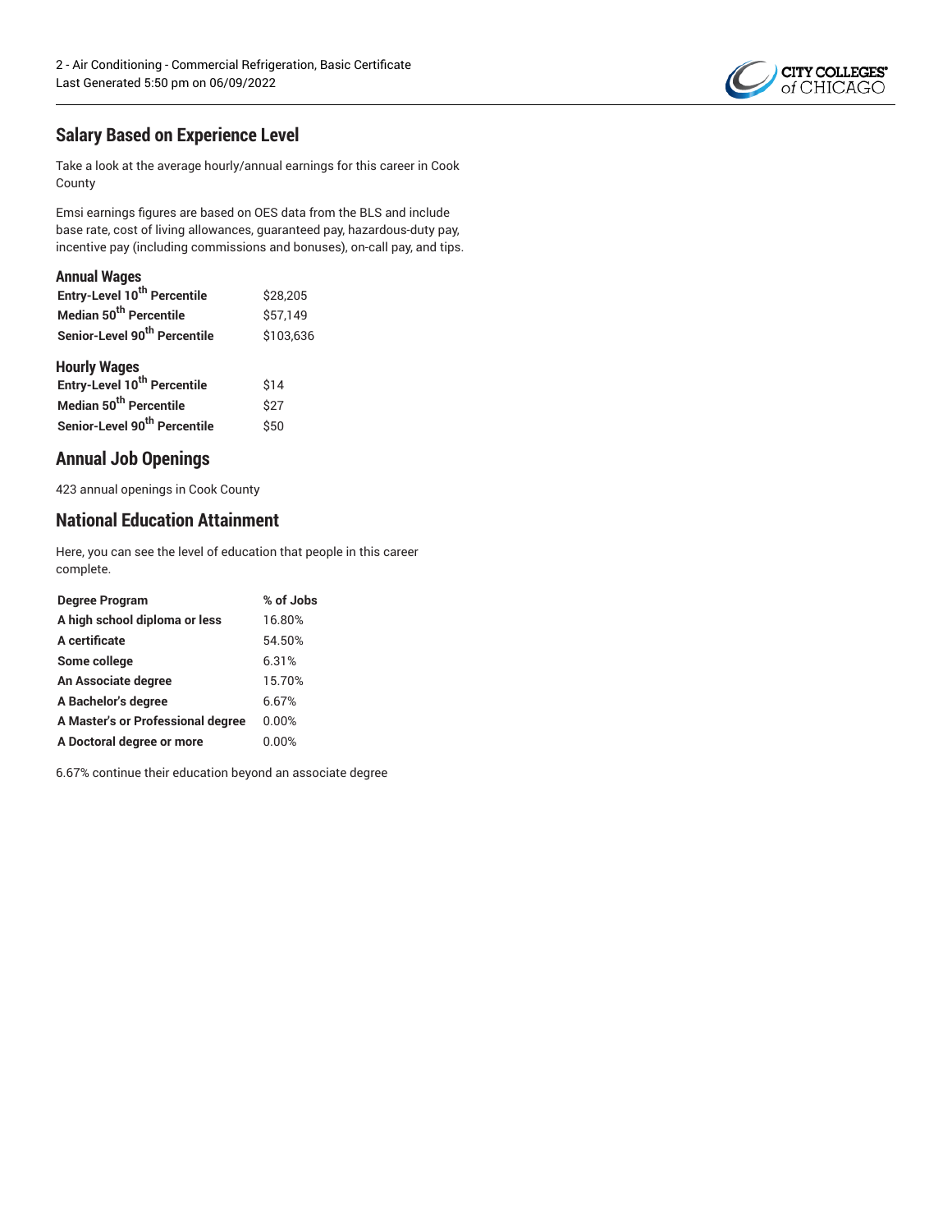## Salary Based on Experience Level

Take a look at the average hourly/annual earnings for this career in Cook County

Emsi earnings figures are based on OES data from the BLS and include base rate, cost of living allowances, guaranteed pay, hazardous-duty pay, incentive pay (including commissions and bonuses), on-call pay, and tips.

### Annual Wages

| | |
|---|---|
| **Entry-Level 10th Percentile** | $28,205 |
| **Median 50th Percentile** | $57,149 |
| **Senior-Level 90th Percentile** | $103,636 |

### Hourly Wages

| | |
|---|---|
| **Entry-Level 10th Percentile** | $14 |
| **Median 50th Percentile** | $27 |
| **Senior-Level 90th Percentile** | $50 |

## Annual Job Openings

423 annual openings in Cook County

## National Education Attainment

Here, you can see the level of education that people in this career complete.

| Degree Program | % of Jobs |
|---|---|
| **A high school diploma or less** | 16.80% |
| **A certificate** | 54.50% |
| **Some college** | 6.31% |
| **An Associate degree** | 15.70% |
| **A Bachelor's degree** | 6.67% |
| **A Master's or Professional degree** | 0.00% |
| **A Doctoral degree or more** | 0.00% |

6.67% continue their education beyond an associate degree